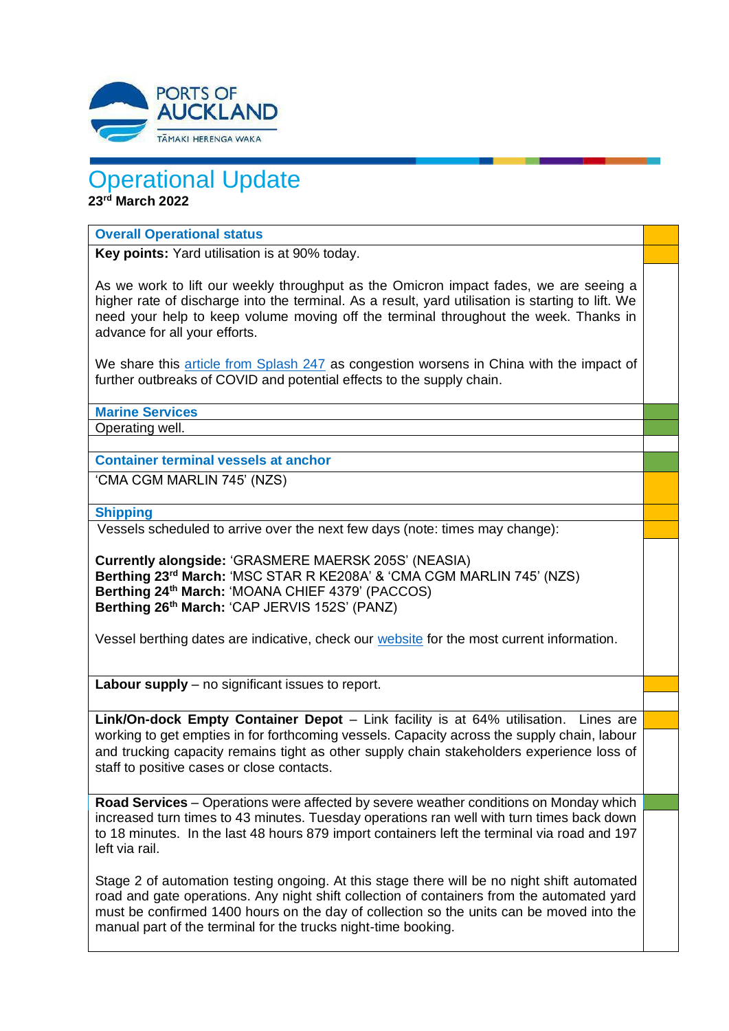# Operational Update

**23rd March 2022**

## Overall Operational status

**Key points:** Yard utilisation is at 90% today.

As we work to lift our weekly throughput as the Omicron impact fades, we are seeing a higher rate of discharge into the terminal. As a result, yard utilisation is starting to lift. We need your help to keep volume moving off the terminal throughout the week. Thanks in advance for all your efforts.

We share this article from Splash 247 as congestion worsens in China with the impact of further outbreaks of COVID and potential effects to the supply chain.

## Marine Services

Operating well.

## Container terminal vessels at anchor

'CMA CGM MARLIN 745' (NZS)

## Shipping

Vessels scheduled to arrive over the next few days (note: times may change):

**Currently alongside:** 'GRASMERE MAERSK 205S' (NEASIA)
**Berthing 23rd March:** 'MSC STAR R KE208A' & 'CMA CGM MARLIN 745' (NZS)
**Berthing 24th March:** 'MOANA CHIEF 4379' (PACCOS)
**Berthing 26th March:** 'CAP JERVIS 152S' (PANZ)

Vessel berthing dates are indicative, check our website for the most current information.

**Labour supply** – no significant issues to report.

**Link/On-dock Empty Container Depot** – Link facility is at 64% utilisation. Lines are working to get empties in for forthcoming vessels. Capacity across the supply chain, labour and trucking capacity remains tight as other supply chain stakeholders experience loss of staff to positive cases or close contacts.

**Road Services** – Operations were affected by severe weather conditions on Monday which increased turn times to 43 minutes. Tuesday operations ran well with turn times back down to 18 minutes. In the last 48 hours 879 import containers left the terminal via road and 197 left via rail.

Stage 2 of automation testing ongoing. At this stage there will be no night shift automated road and gate operations. Any night shift collection of containers from the automated yard must be confirmed 1400 hours on the day of collection so the units can be moved into the manual part of the terminal for the trucks night-time booking.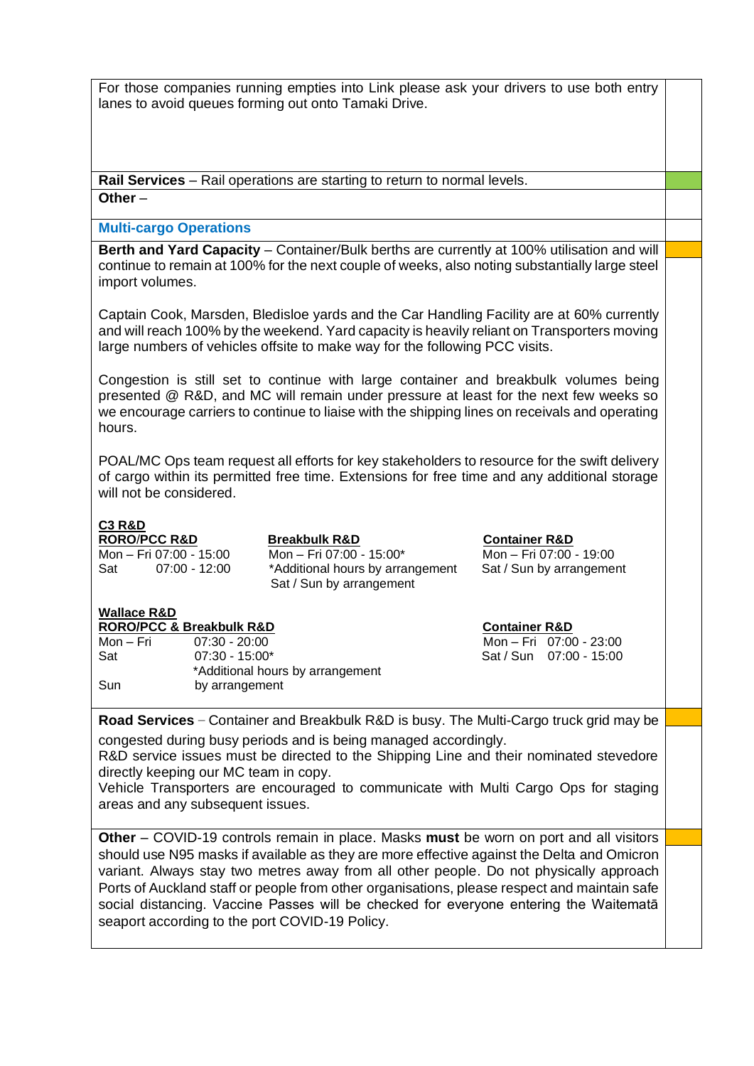For those companies running empties into Link please ask your drivers to use both entry lanes to avoid queues forming out onto Tamaki Drive.

**Rail Services** – Rail operations are starting to return to normal levels.

**Other** –

## Multi-cargo Operations

**Berth and Yard Capacity** – Container/Bulk berths are currently at 100% utilisation and will continue to remain at 100% for the next couple of weeks, also noting substantially large steel import volumes.

Captain Cook, Marsden, Bledisloe yards and the Car Handling Facility are at 60% currently and will reach 100% by the weekend. Yard capacity is heavily reliant on Transporters moving large numbers of vehicles offsite to make way for the following PCC visits.

Congestion is still set to continue with large container and breakbulk volumes being presented @ R&D, and MC will remain under pressure at least for the next few weeks so we encourage carriers to continue to liaise with the shipping lines on receivals and operating hours.

POAL/MC Ops team request all efforts for key stakeholders to resource for the swift delivery of cargo within its permitted free time. Extensions for free time and any additional storage will not be considered.

**C3 R&D**

**RORO/PCC R&D**
Mon – Fri 07:00 - 15:00
Sat 07:00 - 12:00

**Breakbulk R&D**
Mon – Fri 07:00 - 15:00*
*Additional hours by arrangement
Sat / Sun by arrangement

**Container R&D**
Mon – Fri 07:00 - 19:00
Sat / Sun by arrangement

**Wallace R&D**

**RORO/PCC & Breakbulk R&D**
Mon – Fri 07:30 - 20:00
Sat 07:30 - 15:00*
*Additional hours by arrangement
Sun by arrangement

**Container R&D**
Mon – Fri 07:00 - 23:00
Sat / Sun 07:00 - 15:00

**Road Services** – Container and Breakbulk R&D is busy. The Multi-Cargo truck grid may be congested during busy periods and is being managed accordingly.
R&D service issues must be directed to the Shipping Line and their nominated stevedore directly keeping our MC team in copy.
Vehicle Transporters are encouraged to communicate with Multi Cargo Ops for staging areas and any subsequent issues.

**Other** – COVID-19 controls remain in place. Masks **must** be worn on port and all visitors should use N95 masks if available as they are more effective against the Delta and Omicron variant. Always stay two metres away from all other people. Do not physically approach Ports of Auckland staff or people from other organisations, please respect and maintain safe social distancing. Vaccine Passes will be checked for everyone entering the Waitematā seaport according to the port COVID-19 Policy.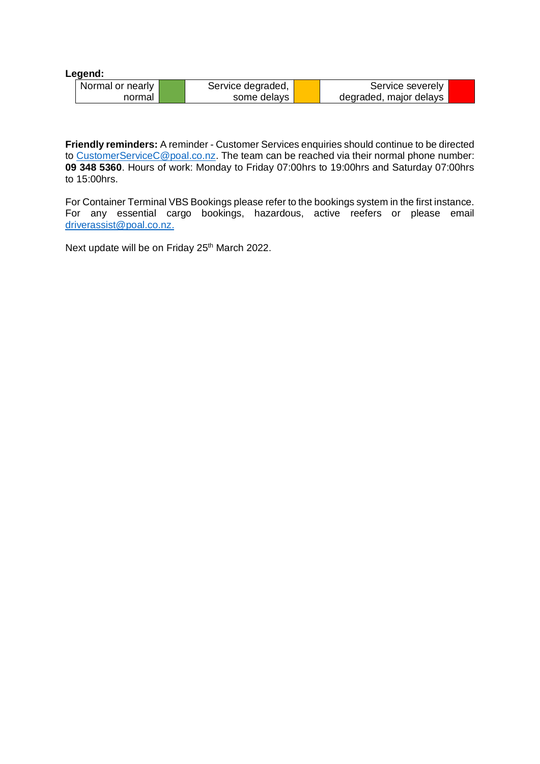**Legend:**

| | | | | | |
|---|---|---|---|---|---|
| Normal or nearly normal | | Service degraded, some delays | | Service severely degraded, major delays | |

**Friendly reminders:** A reminder - Customer Services enquiries should continue to be directed to CustomerServiceC@poal.co.nz. The team can be reached via their normal phone number: **09 348 5360**. Hours of work: Monday to Friday 07:00hrs to 19:00hrs and Saturday 07:00hrs to 15:00hrs.

For Container Terminal VBS Bookings please refer to the bookings system in the first instance. For any essential cargo bookings, hazardous, active reefers or please email driverassist@poal.co.nz.

Next update will be on Friday 25th March 2022.